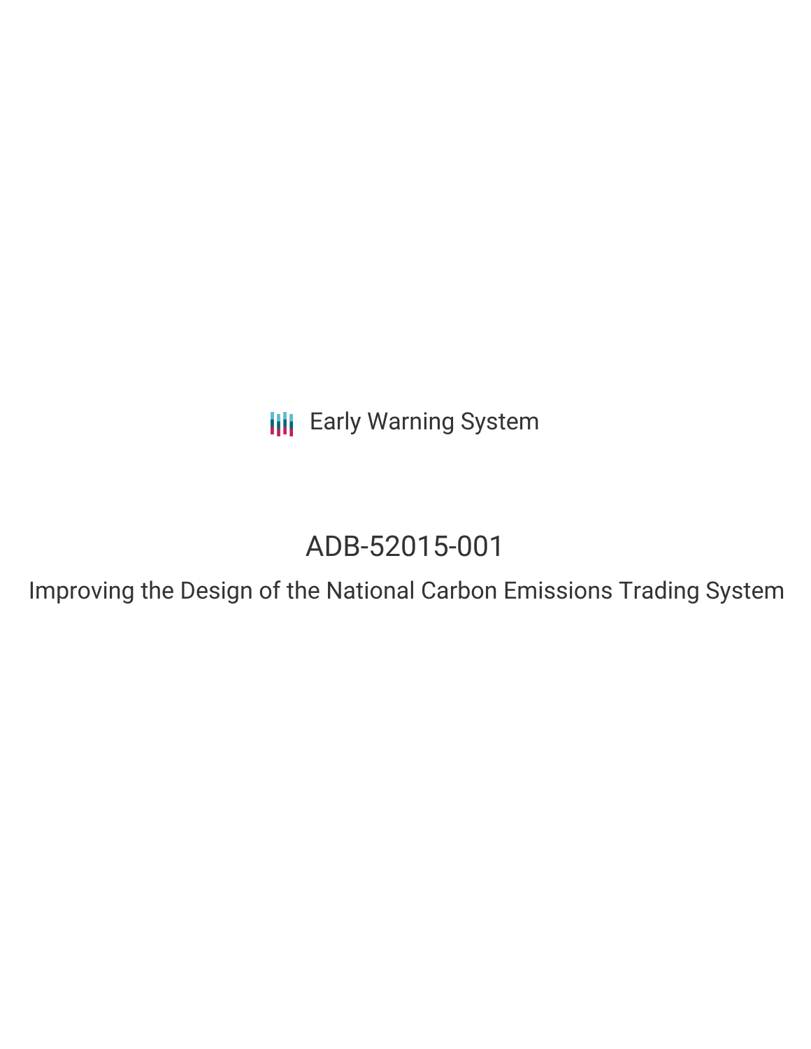Early Warning System

# ADB-52015-001

## Improving the Design of the National Carbon Emissions Trading System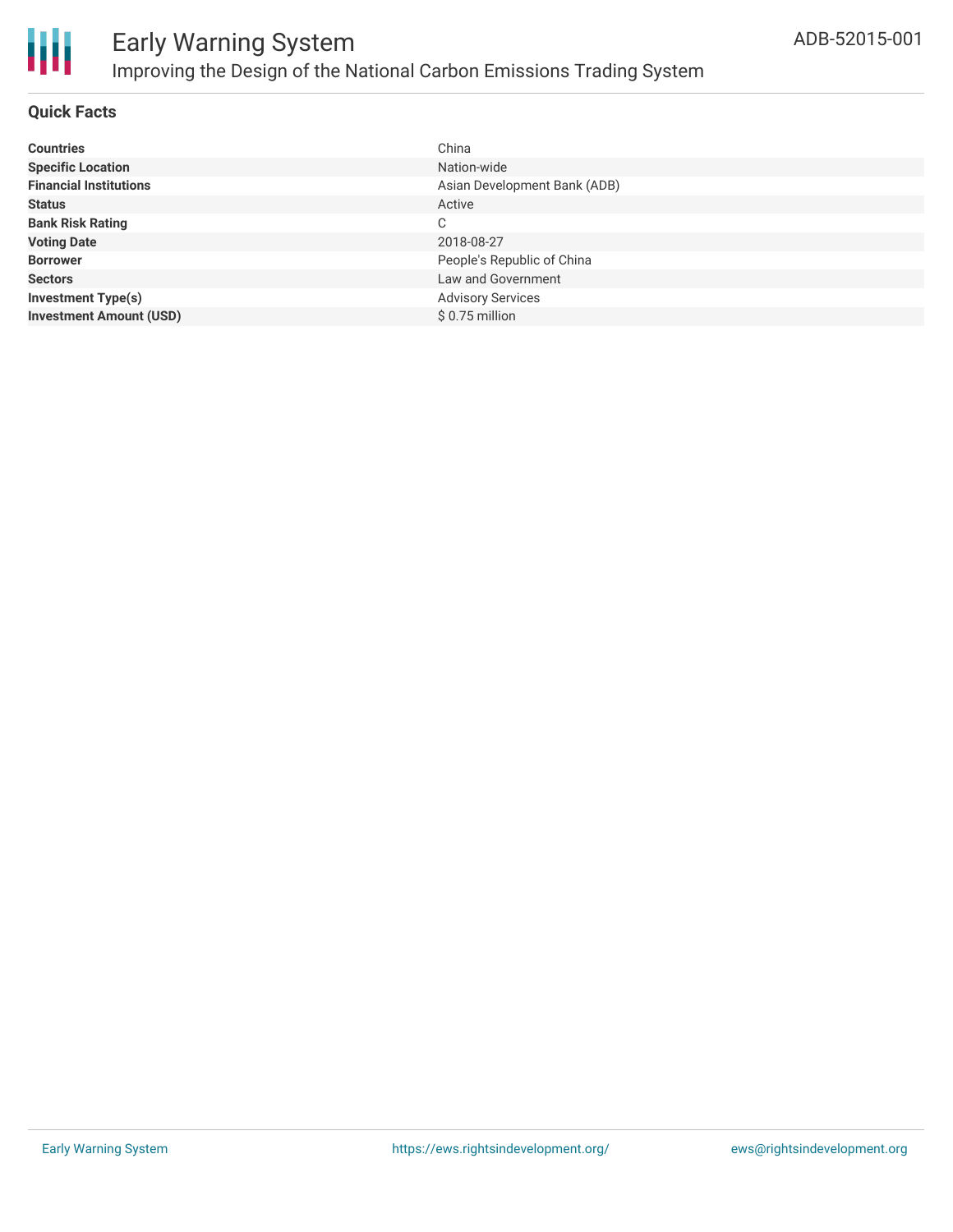# Early Warning System

## Improving the Design of the National Carbon Emissions Trading System

ADB-52015-001

### Quick Facts

| | |
|---|---|
| **Countries** | China |
| **Specific Location** | Nation-wide |
| **Financial Institutions** | Asian Development Bank (ADB) |
| **Status** | Active |
| **Bank Risk Rating** | C |
| **Voting Date** | 2018-08-27 |
| **Borrower** | People's Republic of China |
| **Sectors** | Law and Government |
| **Investment Type(s)** | Advisory Services |
| **Investment Amount (USD)** | $ 0.75 million |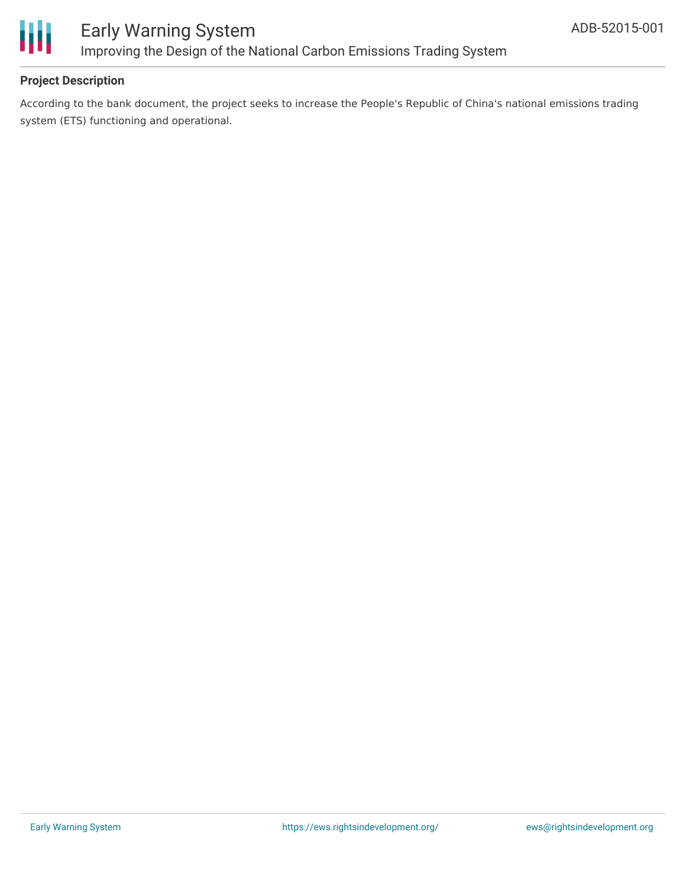**Project Description**

According to the bank document, the project seeks to increase the People's Republic of China's national emissions trading system (ETS) functioning and operational.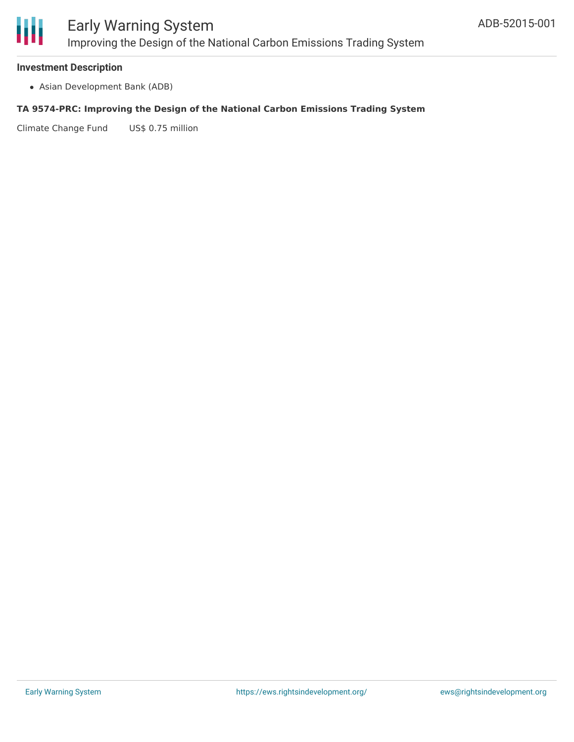### Investment Description

- Asian Development Bank (ADB)

**TA 9574-PRC: Improving the Design of the National Carbon Emissions Trading System**

Climate Change Fund US$ 0.75 million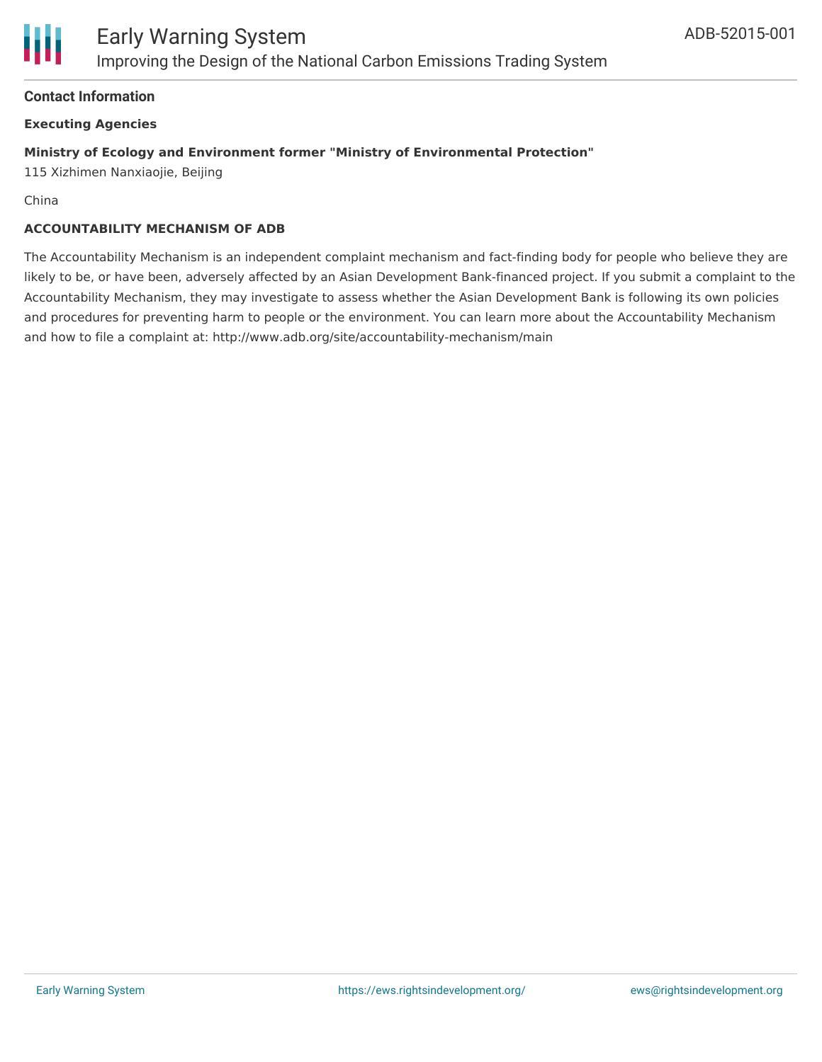## Contact Information

**Executing Agencies**

**Ministry of Ecology and Environment former "Ministry of Environmental Protection"**
115 Xizhimen Nanxiaojie, Beijing

China

**ACCOUNTABILITY MECHANISM OF ADB**

The Accountability Mechanism is an independent complaint mechanism and fact-finding body for people who believe they are likely to be, or have been, adversely affected by an Asian Development Bank-financed project. If you submit a complaint to the Accountability Mechanism, they may investigate to assess whether the Asian Development Bank is following its own policies and procedures for preventing harm to people or the environment. You can learn more about the Accountability Mechanism and how to file a complaint at: http://www.adb.org/site/accountability-mechanism/main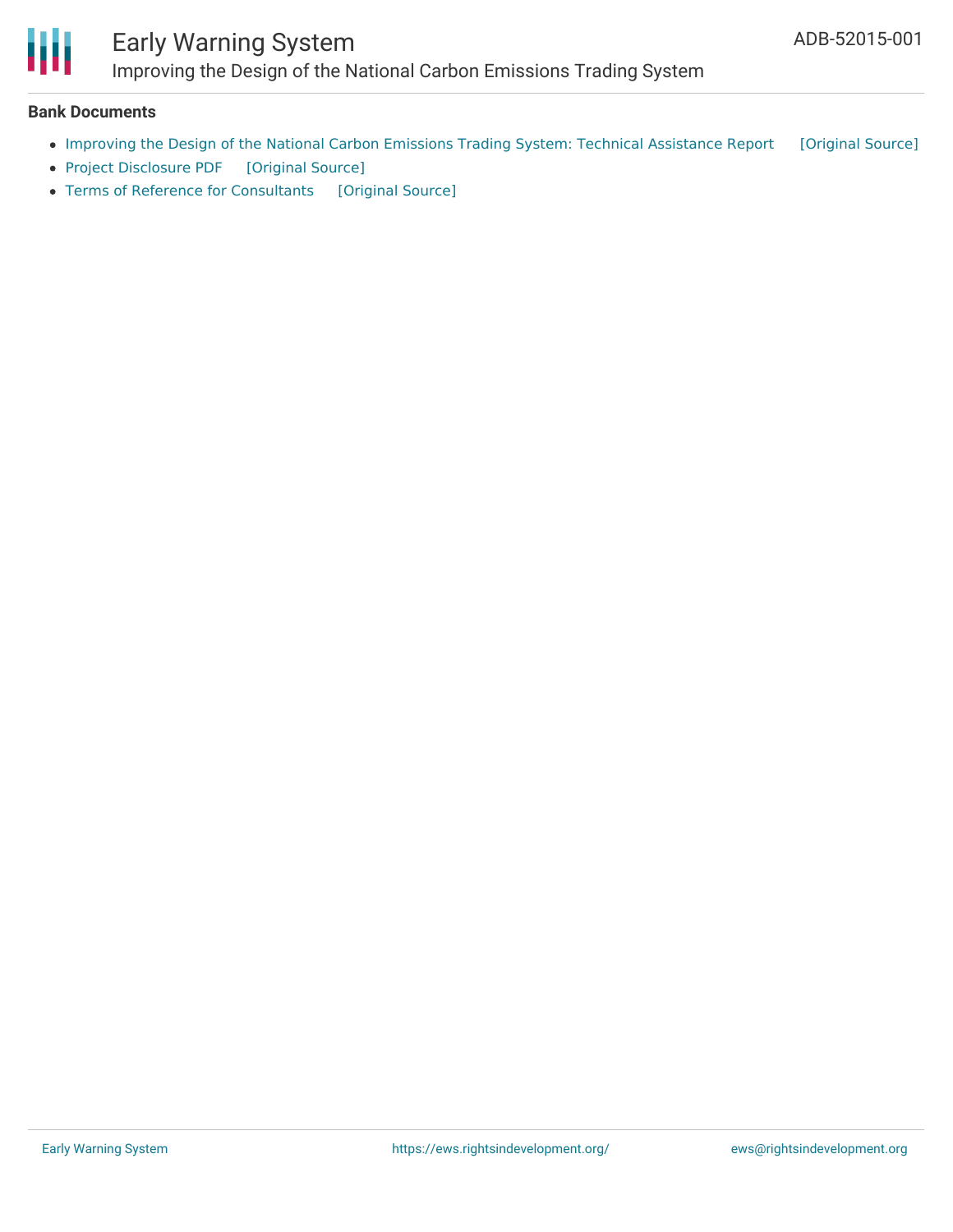**Bank Documents**

- Improving the Design of the National Carbon Emissions Trading System: Technical Assistance Report [Original Source]
- Project Disclosure PDF [Original Source]
- Terms of Reference for Consultants [Original Source]